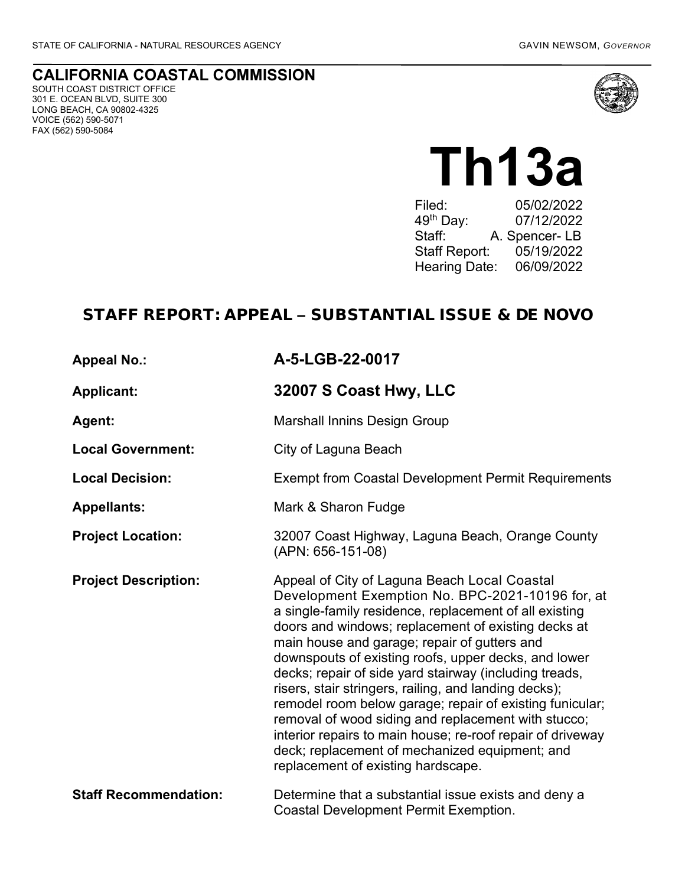STATE OF CALIFORNIA - NATURAL RESOURCES AGENCY GAVIN NEWSOM, *GOVERNOR*

**CALIFORNIA COASTAL COMMISSION**
SOUTH COAST DISTRICT OFFICE
301 E. OCEAN BLVD, SUITE 300
LONG BEACH, CA 90802-4325
VOICE (562) 590-5071
FAX (562) 590-5084

# Th13a

Filed: 05/02/2022
49th Day: 07/12/2022
Staff: A. Spencer- LB
Staff Report: 05/19/2022
Hearing Date: 06/09/2022

## STAFF REPORT: APPEAL – SUBSTANTIAL ISSUE & DE NOVO

**Appeal No.:** **A-5-LGB-22-0017**

**Applicant:** **32007 S Coast Hwy, LLC**

**Agent:** Marshall Innins Design Group

**Local Government:** City of Laguna Beach

**Local Decision:** Exempt from Coastal Development Permit Requirements

**Appellants:** Mark & Sharon Fudge

**Project Location:** 32007 Coast Highway, Laguna Beach, Orange County (APN: 656-151-08)

**Project Description:** Appeal of City of Laguna Beach Local Coastal Development Exemption No. BPC-2021-10196 for, at a single-family residence, replacement of all existing doors and windows; replacement of existing decks at main house and garage; repair of gutters and downspouts of existing roofs, upper decks, and lower decks; repair of side yard stairway (including treads, risers, stair stringers, railing, and landing decks); remodel room below garage; repair of existing funicular; removal of wood siding and replacement with stucco; interior repairs to main house; re-roof repair of driveway deck; replacement of mechanized equipment; and replacement of existing hardscape.

**Staff Recommendation:** Determine that a substantial issue exists and deny a Coastal Development Permit Exemption.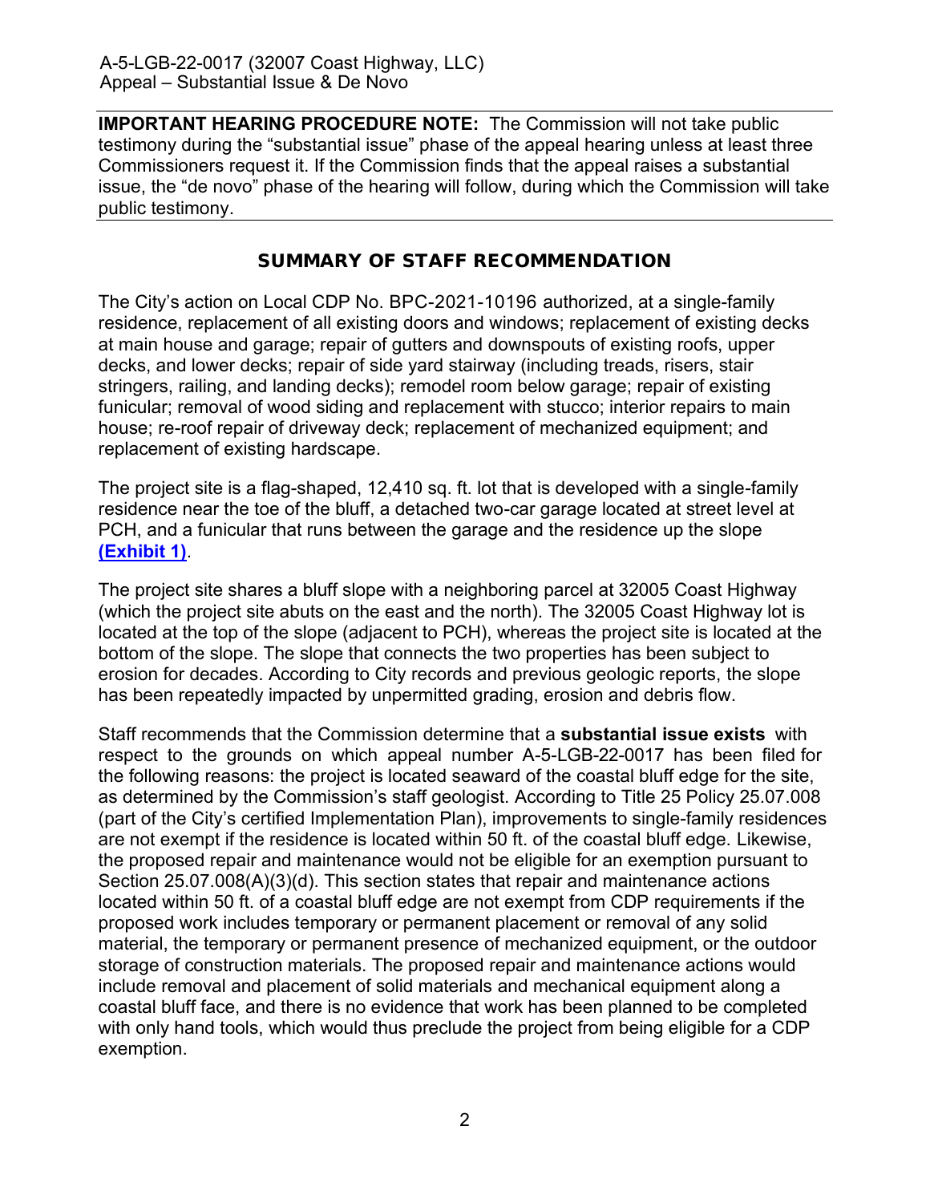**IMPORTANT HEARING PROCEDURE NOTE:** The Commission will not take public testimony during the "substantial issue" phase of the appeal hearing unless at least three Commissioners request it. If the Commission finds that the appeal raises a substantial issue, the "de novo" phase of the hearing will follow, during which the Commission will take public testimony.

## SUMMARY OF STAFF RECOMMENDATION

The City's action on Local CDP No. BPC-2021-10196 authorized, at a single-family residence, replacement of all existing doors and windows; replacement of existing decks at main house and garage; repair of gutters and downspouts of existing roofs, upper decks, and lower decks; repair of side yard stairway (including treads, risers, stair stringers, railing, and landing decks); remodel room below garage; repair of existing funicular; removal of wood siding and replacement with stucco; interior repairs to main house; re-roof repair of driveway deck; replacement of mechanized equipment; and replacement of existing hardscape.

The project site is a flag-shaped, 12,410 sq. ft. lot that is developed with a single-family residence near the toe of the bluff, a detached two-car garage located at street level at PCH, and a funicular that runs between the garage and the residence up the slope **(Exhibit 1)**.

The project site shares a bluff slope with a neighboring parcel at 32005 Coast Highway (which the project site abuts on the east and the north). The 32005 Coast Highway lot is located at the top of the slope (adjacent to PCH), whereas the project site is located at the bottom of the slope. The slope that connects the two properties has been subject to erosion for decades. According to City records and previous geologic reports, the slope has been repeatedly impacted by unpermitted grading, erosion and debris flow.

Staff recommends that the Commission determine that a **substantial issue exists** with respect to the grounds on which appeal number A-5-LGB-22-0017 has been filed for the following reasons: the project is located seaward of the coastal bluff edge for the site, as determined by the Commission's staff geologist. According to Title 25 Policy 25.07.008 (part of the City's certified Implementation Plan), improvements to single-family residences are not exempt if the residence is located within 50 ft. of the coastal bluff edge. Likewise, the proposed repair and maintenance would not be eligible for an exemption pursuant to Section 25.07.008(A)(3)(d). This section states that repair and maintenance actions located within 50 ft. of a coastal bluff edge are not exempt from CDP requirements if the proposed work includes temporary or permanent placement or removal of any solid material, the temporary or permanent presence of mechanized equipment, or the outdoor storage of construction materials. The proposed repair and maintenance actions would include removal and placement of solid materials and mechanical equipment along a coastal bluff face, and there is no evidence that work has been planned to be completed with only hand tools, which would thus preclude the project from being eligible for a CDP exemption.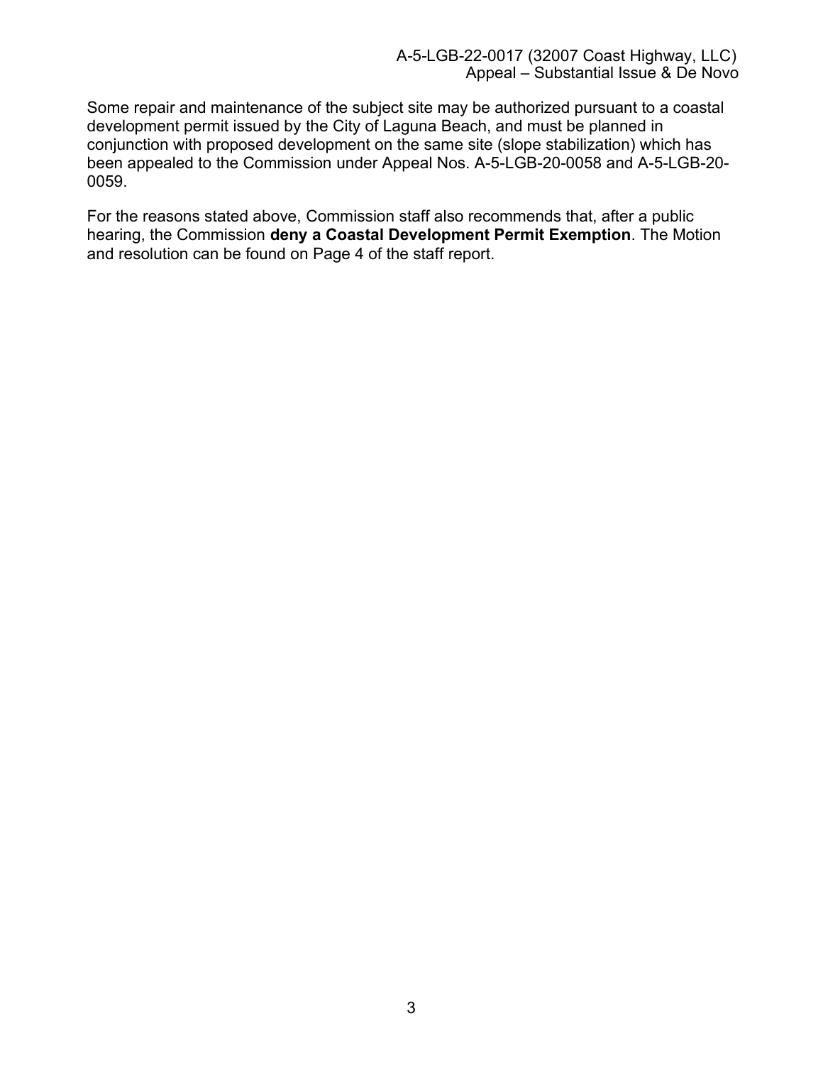Some repair and maintenance of the subject site may be authorized pursuant to a coastal development permit issued by the City of Laguna Beach, and must be planned in conjunction with proposed development on the same site (slope stabilization) which has been appealed to the Commission under Appeal Nos. A-5-LGB-20-0058 and A-5-LGB-20-0059.

For the reasons stated above, Commission staff also recommends that, after a public hearing, the Commission **deny a Coastal Development Permit Exemption**. The Motion and resolution can be found on Page 4 of the staff report.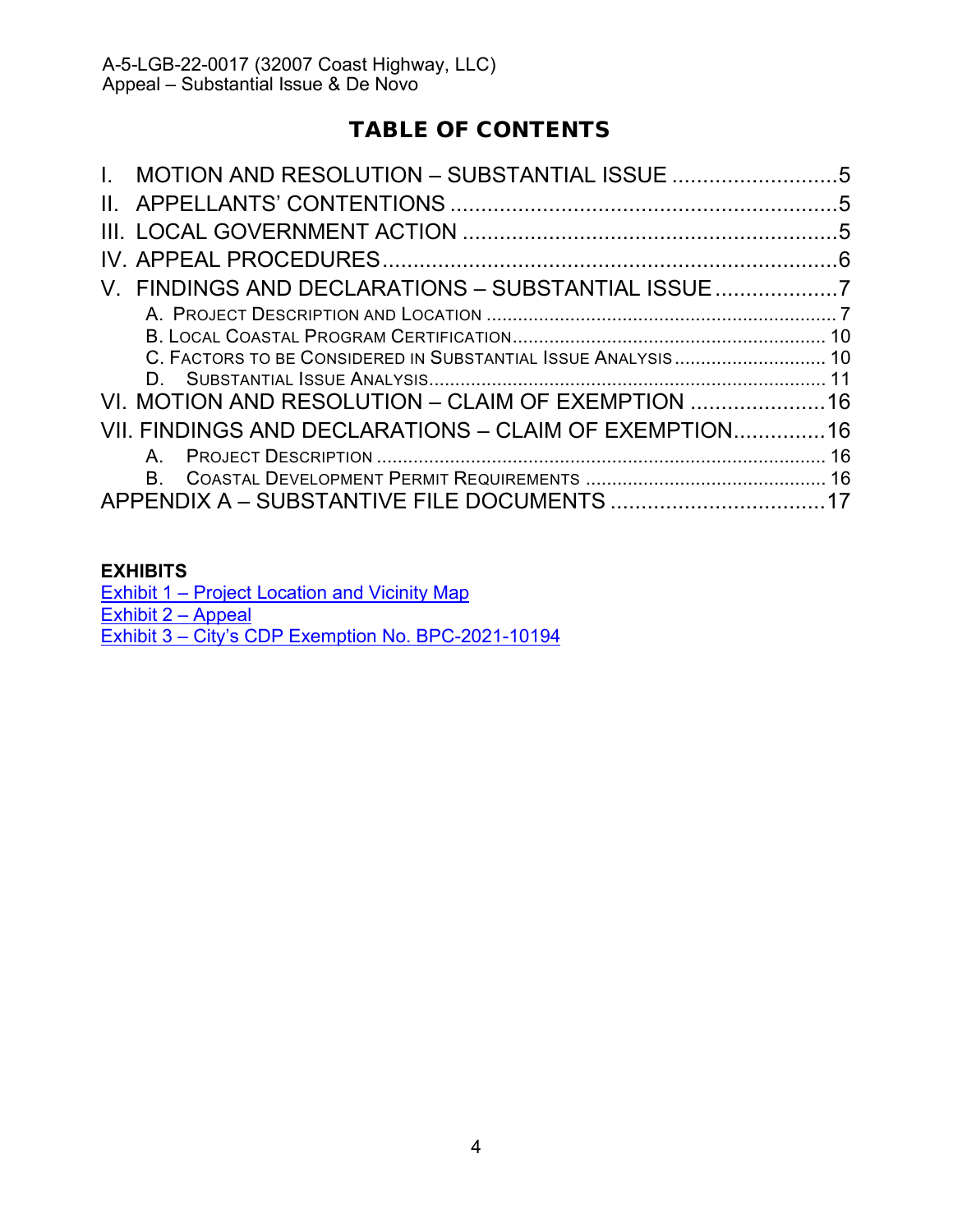## TABLE OF CONTENTS

I. MOTION AND RESOLUTION – SUBSTANTIAL ISSUE ....................... 5
II. APPELLANTS' CONTENTIONS ....................... 5
III. LOCAL GOVERNMENT ACTION ....................... 5
IV. APPEAL PROCEDURES ....................... 6
V. FINDINGS AND DECLARATIONS – SUBSTANTIAL ISSUE ....................... 7
- A. PROJECT DESCRIPTION AND LOCATION ....................... 7
- B. LOCAL COASTAL PROGRAM CERTIFICATION ....................... 10
- C. FACTORS TO BE CONSIDERED IN SUBSTANTIAL ISSUE ANALYSIS ....................... 10
- D. SUBSTANTIAL ISSUE ANALYSIS ....................... 11

VI. MOTION AND RESOLUTION – CLAIM OF EXEMPTION ....................... 16
VII. FINDINGS AND DECLARATIONS – CLAIM OF EXEMPTION ....................... 16
- A. PROJECT DESCRIPTION ....................... 16
- B. COASTAL DEVELOPMENT PERMIT REQUIREMENTS ....................... 16

APPENDIX A – SUBSTANTIVE FILE DOCUMENTS ....................... 17

**EXHIBITS**

Exhibit 1 – Project Location and Vicinity Map
Exhibit 2 – Appeal
Exhibit 3 – City's CDP Exemption No. BPC-2021-10194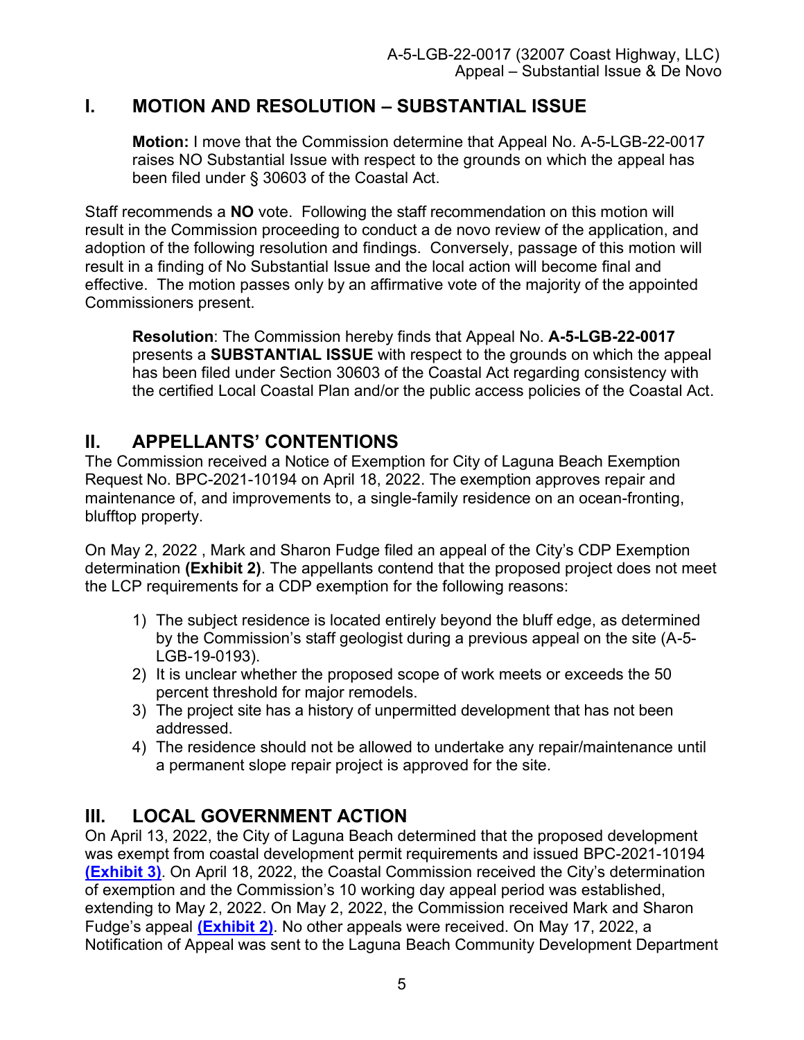## I. MOTION AND RESOLUTION – SUBSTANTIAL ISSUE

**Motion:** I move that the Commission determine that Appeal No. A-5-LGB-22-0017 raises NO Substantial Issue with respect to the grounds on which the appeal has been filed under § 30603 of the Coastal Act.

Staff recommends a **NO** vote. Following the staff recommendation on this motion will result in the Commission proceeding to conduct a de novo review of the application, and adoption of the following resolution and findings. Conversely, passage of this motion will result in a finding of No Substantial Issue and the local action will become final and effective. The motion passes only by an affirmative vote of the majority of the appointed Commissioners present.

**Resolution**: The Commission hereby finds that Appeal No. **A-5-LGB-22-0017** presents a **SUBSTANTIAL ISSUE** with respect to the grounds on which the appeal has been filed under Section 30603 of the Coastal Act regarding consistency with the certified Local Coastal Plan and/or the public access policies of the Coastal Act.

## II. APPELLANTS' CONTENTIONS

The Commission received a Notice of Exemption for City of Laguna Beach Exemption Request No. BPC-2021-10194 on April 18, 2022. The exemption approves repair and maintenance of, and improvements to, a single-family residence on an ocean-fronting, blufftop property.

On May 2, 2022 , Mark and Sharon Fudge filed an appeal of the City's CDP Exemption determination **(Exhibit 2)**. The appellants contend that the proposed project does not meet the LCP requirements for a CDP exemption for the following reasons:

1) The subject residence is located entirely beyond the bluff edge, as determined by the Commission's staff geologist during a previous appeal on the site (A-5-LGB-19-0193).
2) It is unclear whether the proposed scope of work meets or exceeds the 50 percent threshold for major remodels.
3) The project site has a history of unpermitted development that has not been addressed.
4) The residence should not be allowed to undertake any repair/maintenance until a permanent slope repair project is approved for the site.

## III. LOCAL GOVERNMENT ACTION

On April 13, 2022, the City of Laguna Beach determined that the proposed development was exempt from coastal development permit requirements and issued BPC-2021-10194 **(Exhibit 3)**. On April 18, 2022, the Coastal Commission received the City's determination of exemption and the Commission's 10 working day appeal period was established, extending to May 2, 2022. On May 2, 2022, the Commission received Mark and Sharon Fudge's appeal **(Exhibit 2)**. No other appeals were received. On May 17, 2022, a Notification of Appeal was sent to the Laguna Beach Community Development Department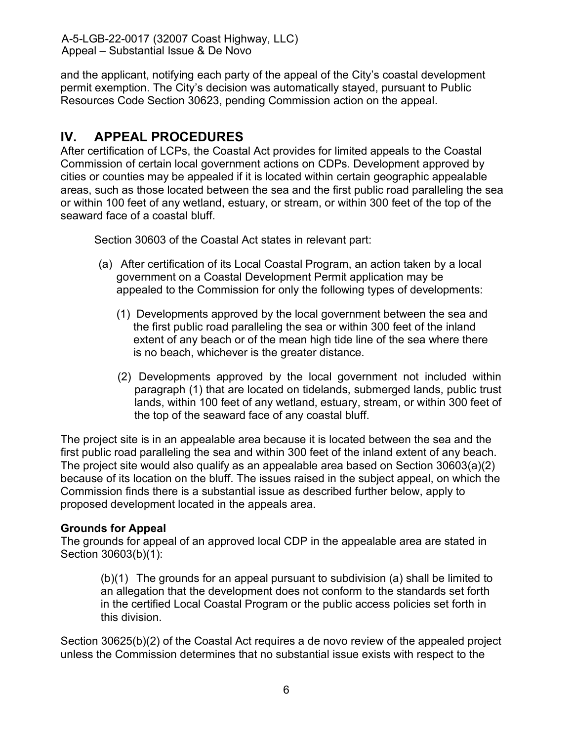and the applicant, notifying each party of the appeal of the City's coastal development permit exemption. The City's decision was automatically stayed, pursuant to Public Resources Code Section 30623, pending Commission action on the appeal.

# IV. APPEAL PROCEDURES

After certification of LCPs, the Coastal Act provides for limited appeals to the Coastal Commission of certain local government actions on CDPs. Development approved by cities or counties may be appealed if it is located within certain geographic appealable areas, such as those located between the sea and the first public road paralleling the sea or within 100 feet of any wetland, estuary, or stream, or within 300 feet of the top of the seaward face of a coastal bluff.

Section 30603 of the Coastal Act states in relevant part:

> (a) After certification of its Local Coastal Program, an action taken by a local government on a Coastal Development Permit application may be appealed to the Commission for only the following types of developments:
>
> (1) Developments approved by the local government between the sea and the first public road paralleling the sea or within 300 feet of the inland extent of any beach or of the mean high tide line of the sea where there is no beach, whichever is the greater distance.
>
> (2) Developments approved by the local government not included within paragraph (1) that are located on tidelands, submerged lands, public trust lands, within 100 feet of any wetland, estuary, stream, or within 300 feet of the top of the seaward face of any coastal bluff.

The project site is in an appealable area because it is located between the sea and the first public road paralleling the sea and within 300 feet of the inland extent of any beach. The project site would also qualify as an appealable area based on Section 30603(a)(2) because of its location on the bluff. The issues raised in the subject appeal, on which the Commission finds there is a substantial issue as described further below, apply to proposed development located in the appeals area.

**Grounds for Appeal**

The grounds for appeal of an approved local CDP in the appealable area are stated in Section 30603(b)(1):

> (b)(1) The grounds for an appeal pursuant to subdivision (a) shall be limited to an allegation that the development does not conform to the standards set forth in the certified Local Coastal Program or the public access policies set forth in this division.

Section 30625(b)(2) of the Coastal Act requires a de novo review of the appealed project unless the Commission determines that no substantial issue exists with respect to the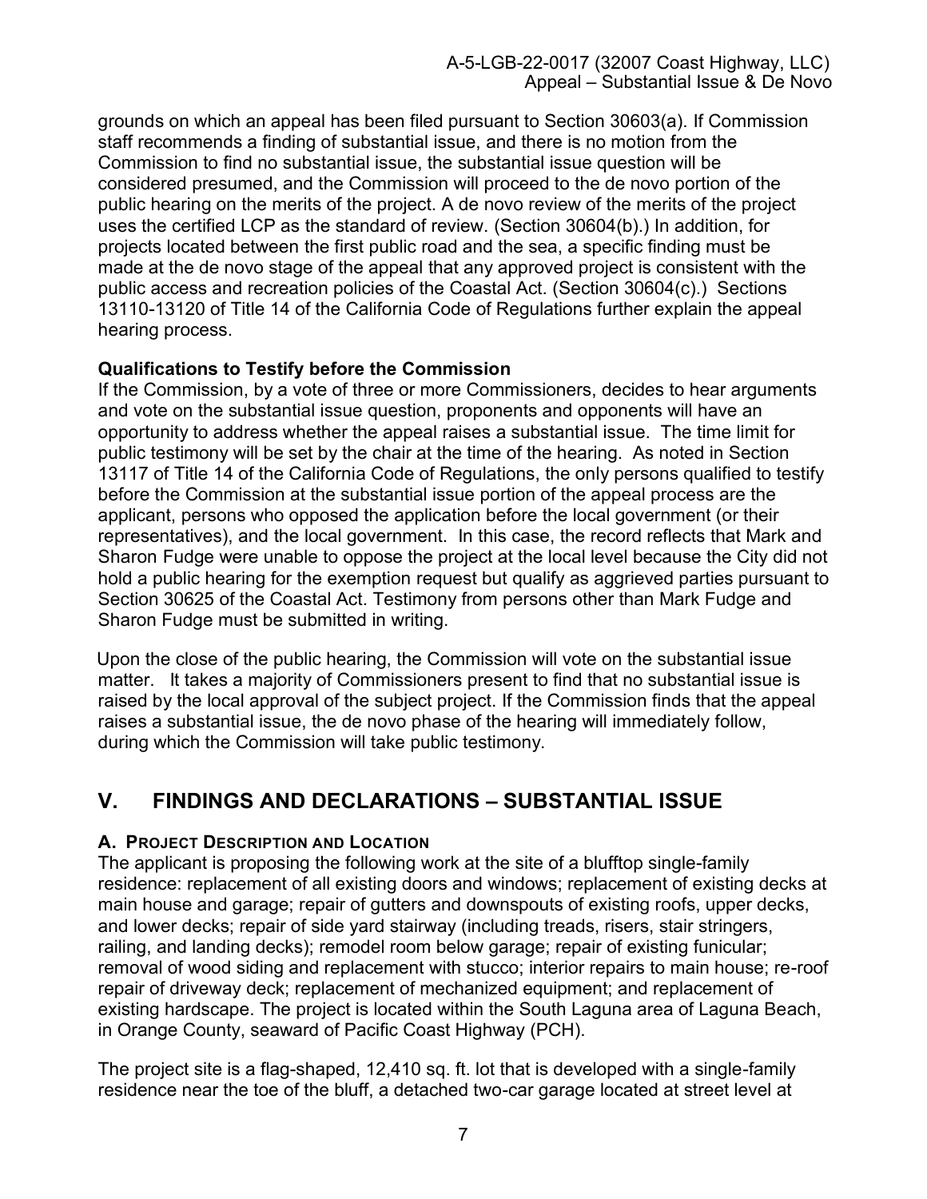grounds on which an appeal has been filed pursuant to Section 30603(a). If Commission staff recommends a finding of substantial issue, and there is no motion from the Commission to find no substantial issue, the substantial issue question will be considered presumed, and the Commission will proceed to the de novo portion of the public hearing on the merits of the project. A de novo review of the merits of the project uses the certified LCP as the standard of review. (Section 30604(b).) In addition, for projects located between the first public road and the sea, a specific finding must be made at the de novo stage of the appeal that any approved project is consistent with the public access and recreation policies of the Coastal Act. (Section 30604(c).) Sections 13110-13120 of Title 14 of the California Code of Regulations further explain the appeal hearing process.

**Qualifications to Testify before the Commission**

If the Commission, by a vote of three or more Commissioners, decides to hear arguments and vote on the substantial issue question, proponents and opponents will have an opportunity to address whether the appeal raises a substantial issue. The time limit for public testimony will be set by the chair at the time of the hearing. As noted in Section 13117 of Title 14 of the California Code of Regulations, the only persons qualified to testify before the Commission at the substantial issue portion of the appeal process are the applicant, persons who opposed the application before the local government (or their representatives), and the local government. In this case, the record reflects that Mark and Sharon Fudge were unable to oppose the project at the local level because the City did not hold a public hearing for the exemption request but qualify as aggrieved parties pursuant to Section 30625 of the Coastal Act. Testimony from persons other than Mark Fudge and Sharon Fudge must be submitted in writing.

Upon the close of the public hearing, the Commission will vote on the substantial issue matter. It takes a majority of Commissioners present to find that no substantial issue is raised by the local approval of the subject project. If the Commission finds that the appeal raises a substantial issue, the de novo phase of the hearing will immediately follow, during which the Commission will take public testimony.

# V. FINDINGS AND DECLARATIONS – SUBSTANTIAL ISSUE

### A. Project Description and Location

The applicant is proposing the following work at the site of a blufftop single-family residence: replacement of all existing doors and windows; replacement of existing decks at main house and garage; repair of gutters and downspouts of existing roofs, upper decks, and lower decks; repair of side yard stairway (including treads, risers, stair stringers, railing, and landing decks); remodel room below garage; repair of existing funicular; removal of wood siding and replacement with stucco; interior repairs to main house; re-roof repair of driveway deck; replacement of mechanized equipment; and replacement of existing hardscape. The project is located within the South Laguna area of Laguna Beach, in Orange County, seaward of Pacific Coast Highway (PCH).

The project site is a flag-shaped, 12,410 sq. ft. lot that is developed with a single-family residence near the toe of the bluff, a detached two-car garage located at street level at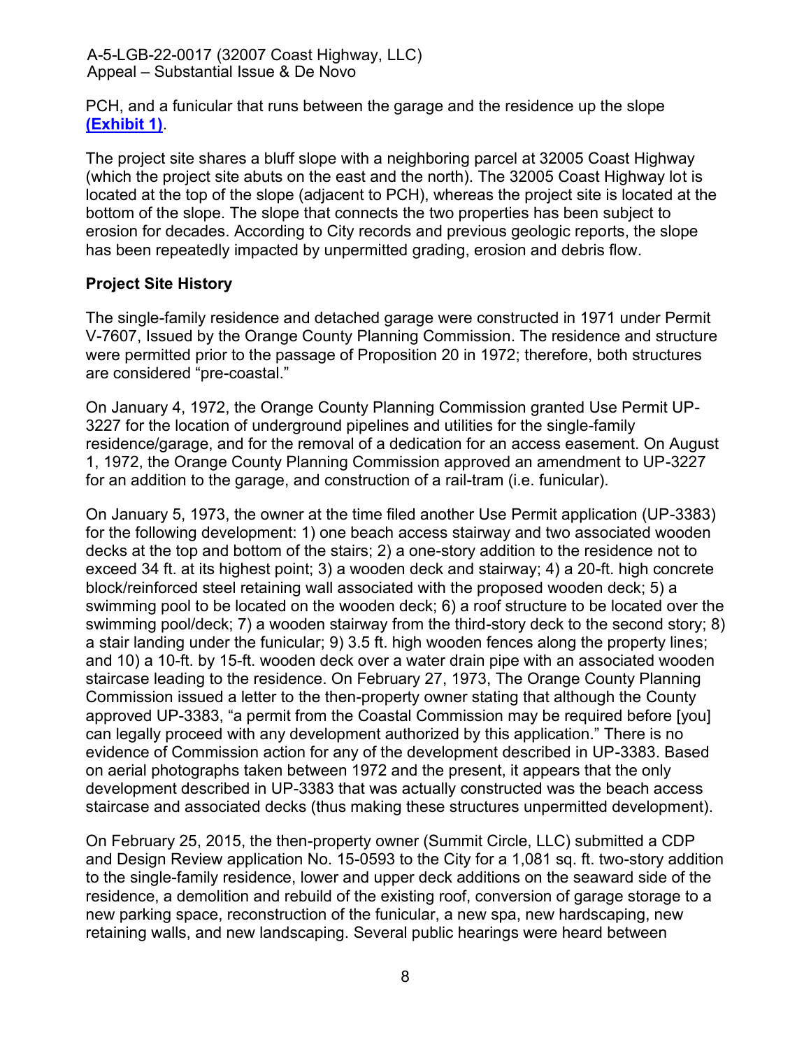PCH, and a funicular that runs between the garage and the residence up the slope **(Exhibit 1)**.

The project site shares a bluff slope with a neighboring parcel at 32005 Coast Highway (which the project site abuts on the east and the north). The 32005 Coast Highway lot is located at the top of the slope (adjacent to PCH), whereas the project site is located at the bottom of the slope. The slope that connects the two properties has been subject to erosion for decades. According to City records and previous geologic reports, the slope has been repeatedly impacted by unpermitted grading, erosion and debris flow.

**Project Site History**

The single-family residence and detached garage were constructed in 1971 under Permit V-7607, Issued by the Orange County Planning Commission. The residence and structure were permitted prior to the passage of Proposition 20 in 1972; therefore, both structures are considered "pre-coastal."

On January 4, 1972, the Orange County Planning Commission granted Use Permit UP-3227 for the location of underground pipelines and utilities for the single-family residence/garage, and for the removal of a dedication for an access easement. On August 1, 1972, the Orange County Planning Commission approved an amendment to UP-3227 for an addition to the garage, and construction of a rail-tram (i.e. funicular).

On January 5, 1973, the owner at the time filed another Use Permit application (UP-3383) for the following development: 1) one beach access stairway and two associated wooden decks at the top and bottom of the stairs; 2) a one-story addition to the residence not to exceed 34 ft. at its highest point; 3) a wooden deck and stairway; 4) a 20-ft. high concrete block/reinforced steel retaining wall associated with the proposed wooden deck; 5) a swimming pool to be located on the wooden deck; 6) a roof structure to be located over the swimming pool/deck; 7) a wooden stairway from the third-story deck to the second story; 8) a stair landing under the funicular; 9) 3.5 ft. high wooden fences along the property lines; and 10) a 10-ft. by 15-ft. wooden deck over a water drain pipe with an associated wooden staircase leading to the residence. On February 27, 1973, The Orange County Planning Commission issued a letter to the then-property owner stating that although the County approved UP-3383, "a permit from the Coastal Commission may be required before [you] can legally proceed with any development authorized by this application." There is no evidence of Commission action for any of the development described in UP-3383. Based on aerial photographs taken between 1972 and the present, it appears that the only development described in UP-3383 that was actually constructed was the beach access staircase and associated decks (thus making these structures unpermitted development).

On February 25, 2015, the then-property owner (Summit Circle, LLC) submitted a CDP and Design Review application No. 15-0593 to the City for a 1,081 sq. ft. two-story addition to the single-family residence, lower and upper deck additions on the seaward side of the residence, a demolition and rebuild of the existing roof, conversion of garage storage to a new parking space, reconstruction of the funicular, a new spa, new hardscaping, new retaining walls, and new landscaping. Several public hearings were heard between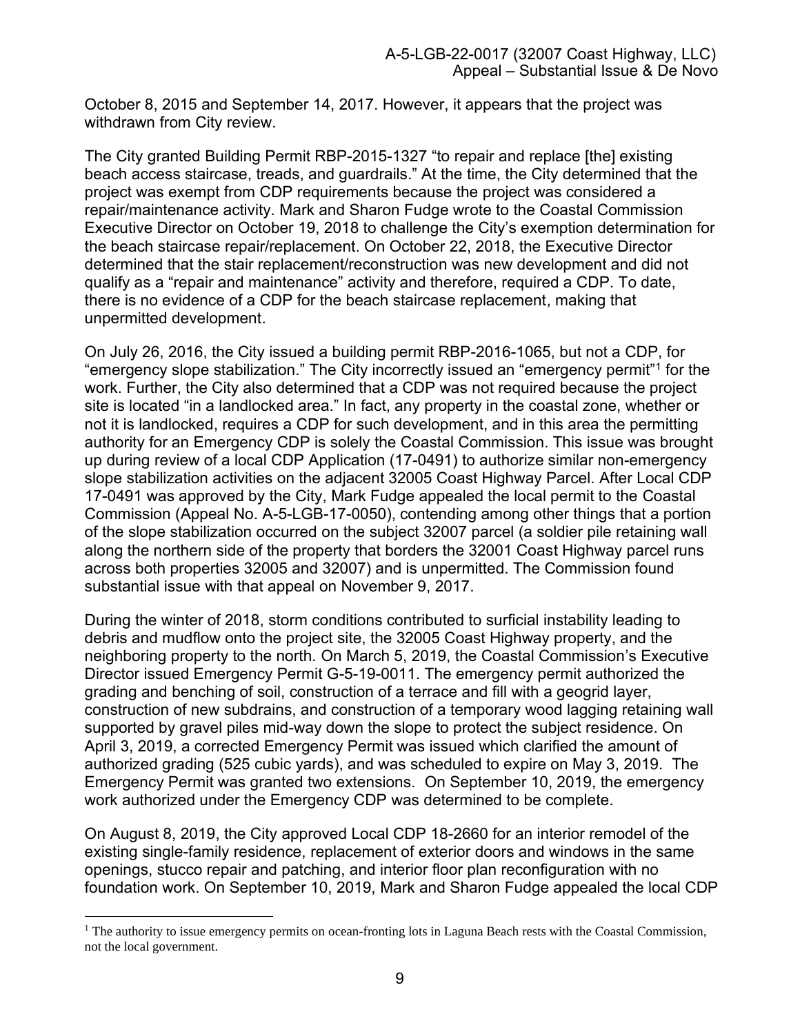October 8, 2015 and September 14, 2017. However, it appears that the project was withdrawn from City review.

The City granted Building Permit RBP-2015-1327 "to repair and replace [the] existing beach access staircase, treads, and guardrails." At the time, the City determined that the project was exempt from CDP requirements because the project was considered a repair/maintenance activity. Mark and Sharon Fudge wrote to the Coastal Commission Executive Director on October 19, 2018 to challenge the City's exemption determination for the beach staircase repair/replacement. On October 22, 2018, the Executive Director determined that the stair replacement/reconstruction was new development and did not qualify as a "repair and maintenance" activity and therefore, required a CDP. To date, there is no evidence of a CDP for the beach staircase replacement, making that unpermitted development.

On July 26, 2016, the City issued a building permit RBP-2016-1065, but not a CDP, for "emergency slope stabilization." The City incorrectly issued an "emergency permit"[1] for the work. Further, the City also determined that a CDP was not required because the project site is located "in a landlocked area." In fact, any property in the coastal zone, whether or not it is landlocked, requires a CDP for such development, and in this area the permitting authority for an Emergency CDP is solely the Coastal Commission. This issue was brought up during review of a local CDP Application (17-0491) to authorize similar non-emergency slope stabilization activities on the adjacent 32005 Coast Highway Parcel. After Local CDP 17-0491 was approved by the City, Mark Fudge appealed the local permit to the Coastal Commission (Appeal No. A-5-LGB-17-0050), contending among other things that a portion of the slope stabilization occurred on the subject 32007 parcel (a soldier pile retaining wall along the northern side of the property that borders the 32001 Coast Highway parcel runs across both properties 32005 and 32007) and is unpermitted. The Commission found substantial issue with that appeal on November 9, 2017.

During the winter of 2018, storm conditions contributed to surficial instability leading to debris and mudflow onto the project site, the 32005 Coast Highway property, and the neighboring property to the north. On March 5, 2019, the Coastal Commission's Executive Director issued Emergency Permit G-5-19-0011. The emergency permit authorized the grading and benching of soil, construction of a terrace and fill with a geogrid layer, construction of new subdrains, and construction of a temporary wood lagging retaining wall supported by gravel piles mid-way down the slope to protect the subject residence. On April 3, 2019, a corrected Emergency Permit was issued which clarified the amount of authorized grading (525 cubic yards), and was scheduled to expire on May 3, 2019. The Emergency Permit was granted two extensions. On September 10, 2019, the emergency work authorized under the Emergency CDP was determined to be complete.

On August 8, 2019, the City approved Local CDP 18-2660 for an interior remodel of the existing single-family residence, replacement of exterior doors and windows in the same openings, stucco repair and patching, and interior floor plan reconfiguration with no foundation work. On September 10, 2019, Mark and Sharon Fudge appealed the local CDP

[1] The authority to issue emergency permits on ocean-fronting lots in Laguna Beach rests with the Coastal Commission, not the local government.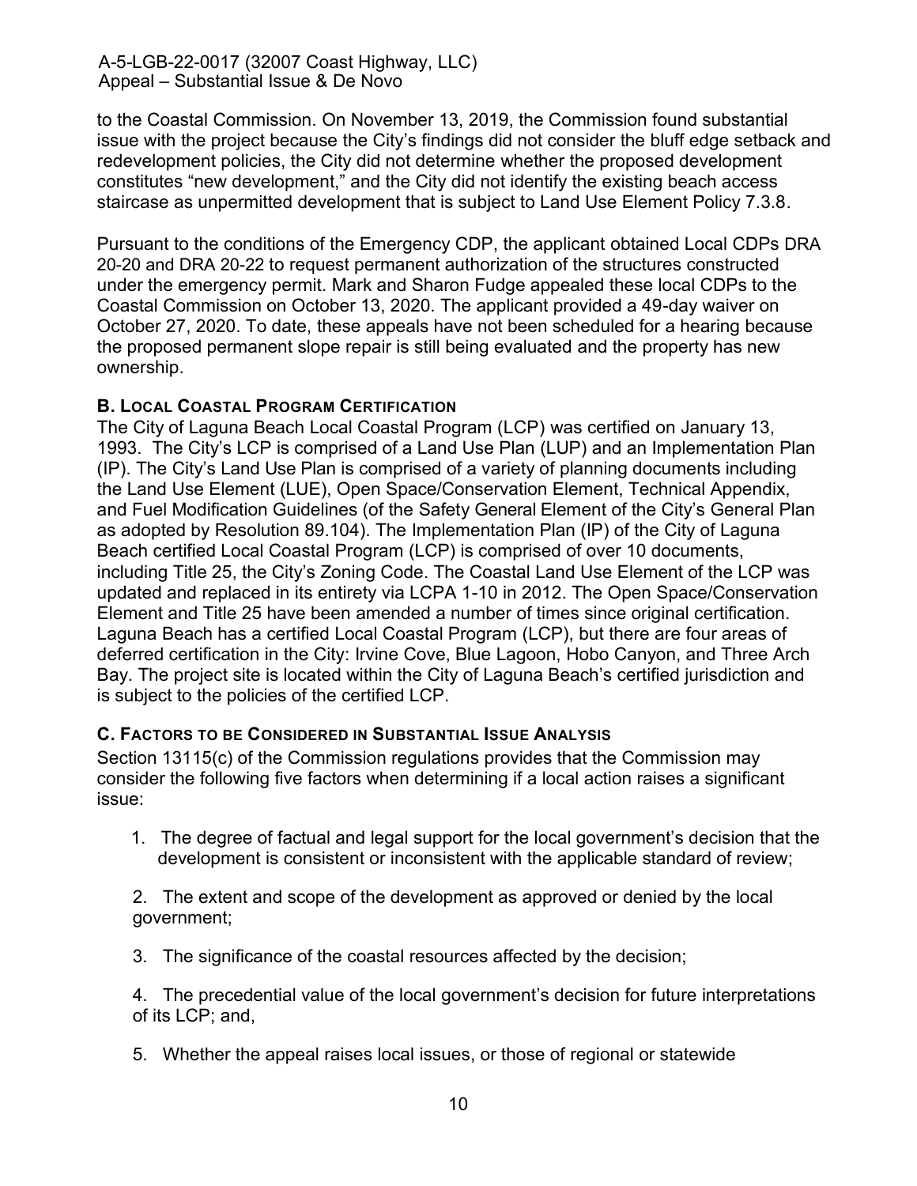to the Coastal Commission. On November 13, 2019, the Commission found substantial issue with the project because the City's findings did not consider the bluff edge setback and redevelopment policies, the City did not determine whether the proposed development constitutes "new development," and the City did not identify the existing beach access staircase as unpermitted development that is subject to Land Use Element Policy 7.3.8.

Pursuant to the conditions of the Emergency CDP, the applicant obtained Local CDPs DRA 20-20 and DRA 20-22 to request permanent authorization of the structures constructed under the emergency permit. Mark and Sharon Fudge appealed these local CDPs to the Coastal Commission on October 13, 2020. The applicant provided a 49-day waiver on October 27, 2020. To date, these appeals have not been scheduled for a hearing because the proposed permanent slope repair is still being evaluated and the property has new ownership.

### B. Local Coastal Program Certification

The City of Laguna Beach Local Coastal Program (LCP) was certified on January 13, 1993. The City's LCP is comprised of a Land Use Plan (LUP) and an Implementation Plan (IP). The City's Land Use Plan is comprised of a variety of planning documents including the Land Use Element (LUE), Open Space/Conservation Element, Technical Appendix, and Fuel Modification Guidelines (of the Safety General Element of the City's General Plan as adopted by Resolution 89.104). The Implementation Plan (IP) of the City of Laguna Beach certified Local Coastal Program (LCP) is comprised of over 10 documents, including Title 25, the City's Zoning Code. The Coastal Land Use Element of the LCP was updated and replaced in its entirety via LCPA 1-10 in 2012. The Open Space/Conservation Element and Title 25 have been amended a number of times since original certification. Laguna Beach has a certified Local Coastal Program (LCP), but there are four areas of deferred certification in the City: Irvine Cove, Blue Lagoon, Hobo Canyon, and Three Arch Bay. The project site is located within the City of Laguna Beach's certified jurisdiction and is subject to the policies of the certified LCP.

### C. Factors to be Considered in Substantial Issue Analysis

Section 13115(c) of the Commission regulations provides that the Commission may consider the following five factors when determining if a local action raises a significant issue:

1. The degree of factual and legal support for the local government's decision that the development is consistent or inconsistent with the applicable standard of review;

2. The extent and scope of the development as approved or denied by the local government;

3. The significance of the coastal resources affected by the decision;

4. The precedential value of the local government's decision for future interpretations of its LCP; and,

5. Whether the appeal raises local issues, or those of regional or statewide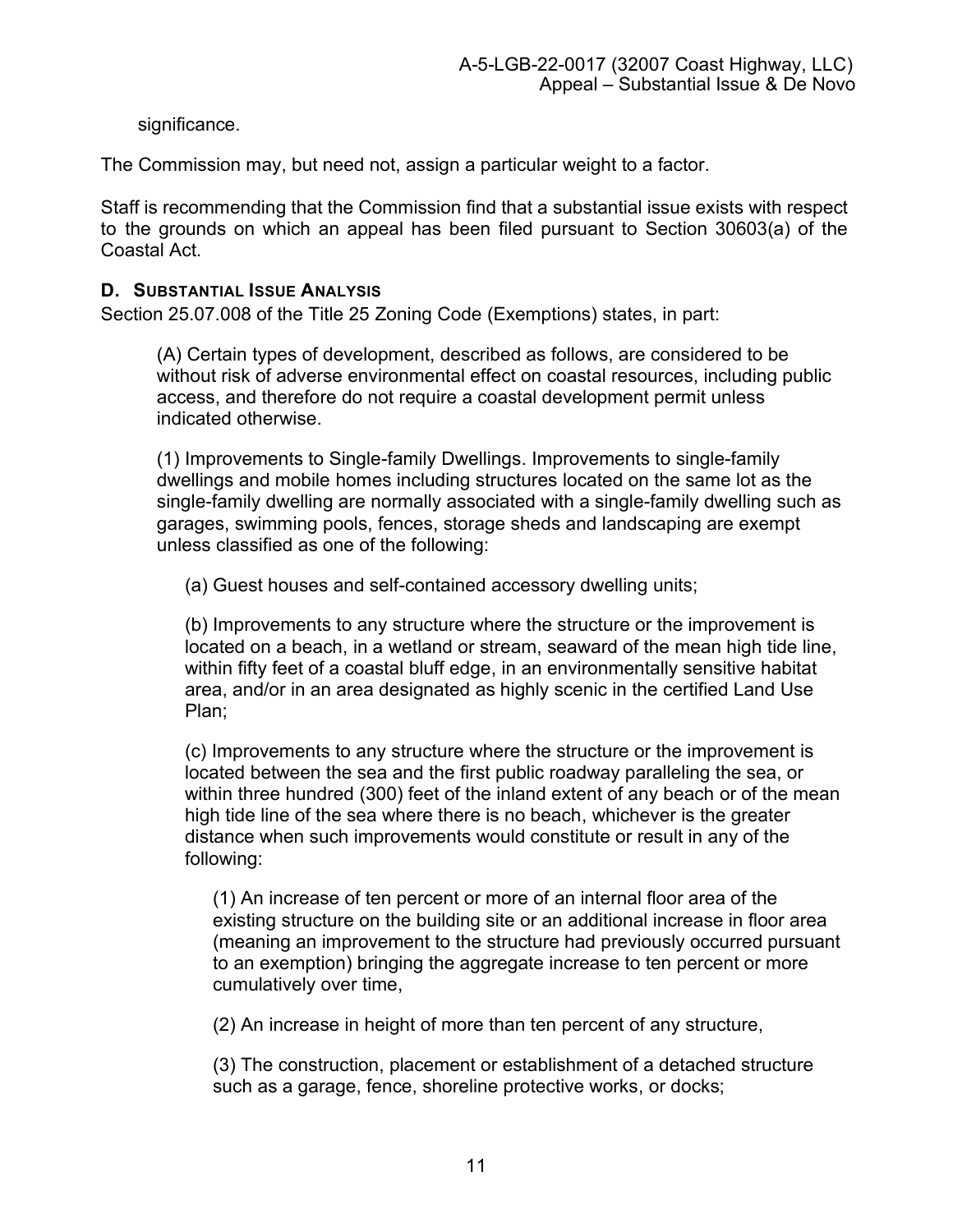significance.

The Commission may, but need not, assign a particular weight to a factor.

Staff is recommending that the Commission find that a substantial issue exists with respect to the grounds on which an appeal has been filed pursuant to Section 30603(a) of the Coastal Act.

### D. Substantial Issue Analysis

Section 25.07.008 of the Title 25 Zoning Code (Exemptions) states, in part:

> (A) Certain types of development, described as follows, are considered to be without risk of adverse environmental effect on coastal resources, including public access, and therefore do not require a coastal development permit unless indicated otherwise.
>
> (1) Improvements to Single-family Dwellings. Improvements to single-family dwellings and mobile homes including structures located on the same lot as the single-family dwelling are normally associated with a single-family dwelling such as garages, swimming pools, fences, storage sheds and landscaping are exempt unless classified as one of the following:
>
> > (a) Guest houses and self-contained accessory dwelling units;
> >
> > (b) Improvements to any structure where the structure or the improvement is located on a beach, in a wetland or stream, seaward of the mean high tide line, within fifty feet of a coastal bluff edge, in an environmentally sensitive habitat area, and/or in an area designated as highly scenic in the certified Land Use Plan;
> >
> > (c) Improvements to any structure where the structure or the improvement is located between the sea and the first public roadway paralleling the sea, or within three hundred (300) feet of the inland extent of any beach or of the mean high tide line of the sea where there is no beach, whichever is the greater distance when such improvements would constitute or result in any of the following:
> >
> > > (1) An increase of ten percent or more of an internal floor area of the existing structure on the building site or an additional increase in floor area (meaning an improvement to the structure had previously occurred pursuant to an exemption) bringing the aggregate increase to ten percent or more cumulatively over time,
> > >
> > > (2) An increase in height of more than ten percent of any structure,
> > >
> > > (3) The construction, placement or establishment of a detached structure such as a garage, fence, shoreline protective works, or docks;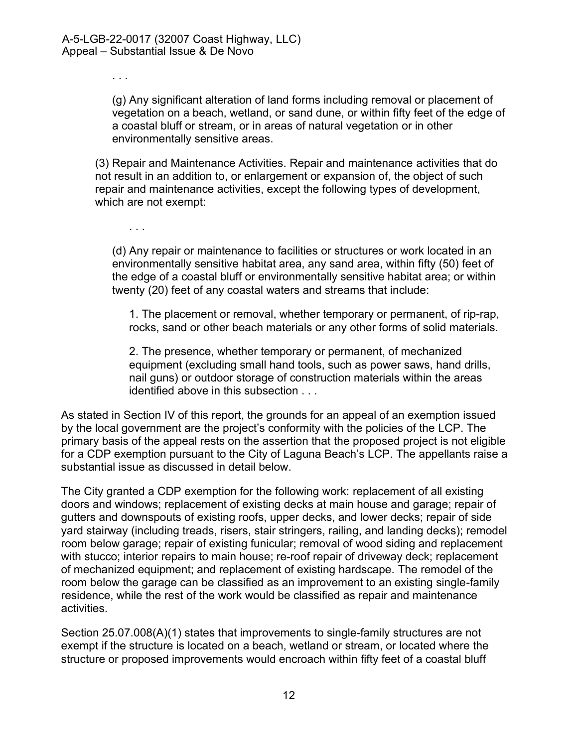. . .

(g) Any significant alteration of land forms including removal or placement of vegetation on a beach, wetland, or sand dune, or within fifty feet of the edge of a coastal bluff or stream, or in areas of natural vegetation or in other environmentally sensitive areas.

(3) Repair and Maintenance Activities. Repair and maintenance activities that do not result in an addition to, or enlargement or expansion of, the object of such repair and maintenance activities, except the following types of development, which are not exempt:

. . .

(d) Any repair or maintenance to facilities or structures or work located in an environmentally sensitive habitat area, any sand area, within fifty (50) feet of the edge of a coastal bluff or environmentally sensitive habitat area; or within twenty (20) feet of any coastal waters and streams that include:

1. The placement or removal, whether temporary or permanent, of rip-rap, rocks, sand or other beach materials or any other forms of solid materials.

2. The presence, whether temporary or permanent, of mechanized equipment (excluding small hand tools, such as power saws, hand drills, nail guns) or outdoor storage of construction materials within the areas identified above in this subsection . . .

As stated in Section IV of this report, the grounds for an appeal of an exemption issued by the local government are the project's conformity with the policies of the LCP. The primary basis of the appeal rests on the assertion that the proposed project is not eligible for a CDP exemption pursuant to the City of Laguna Beach's LCP. The appellants raise a substantial issue as discussed in detail below.

The City granted a CDP exemption for the following work: replacement of all existing doors and windows; replacement of existing decks at main house and garage; repair of gutters and downspouts of existing roofs, upper decks, and lower decks; repair of side yard stairway (including treads, risers, stair stringers, railing, and landing decks); remodel room below garage; repair of existing funicular; removal of wood siding and replacement with stucco; interior repairs to main house; re-roof repair of driveway deck; replacement of mechanized equipment; and replacement of existing hardscape. The remodel of the room below the garage can be classified as an improvement to an existing single-family residence, while the rest of the work would be classified as repair and maintenance activities.

Section 25.07.008(A)(1) states that improvements to single-family structures are not exempt if the structure is located on a beach, wetland or stream, or located where the structure or proposed improvements would encroach within fifty feet of a coastal bluff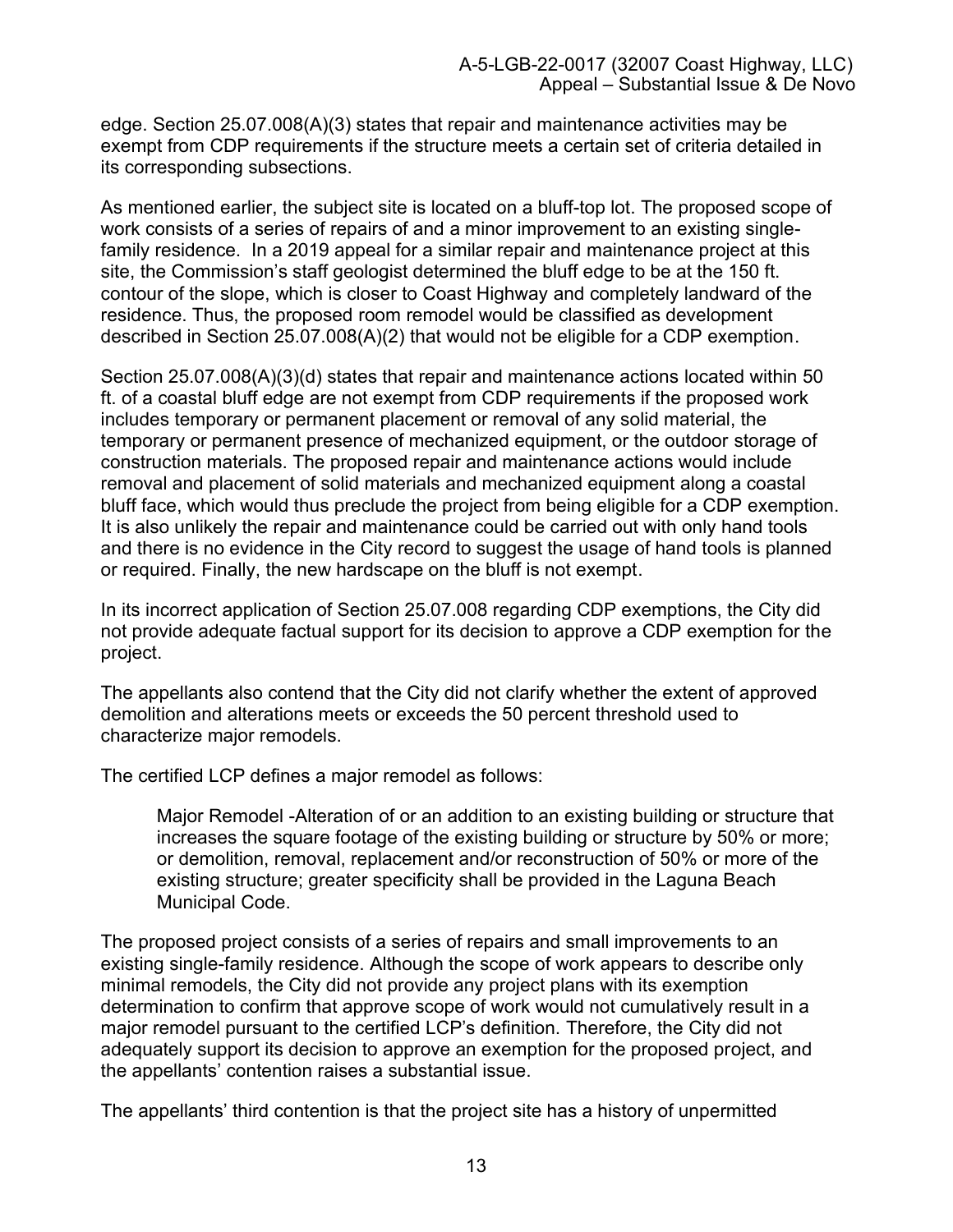edge. Section 25.07.008(A)(3) states that repair and maintenance activities may be exempt from CDP requirements if the structure meets a certain set of criteria detailed in its corresponding subsections.

As mentioned earlier, the subject site is located on a bluff-top lot. The proposed scope of work consists of a series of repairs of and a minor improvement to an existing single-family residence. In a 2019 appeal for a similar repair and maintenance project at this site, the Commission's staff geologist determined the bluff edge to be at the 150 ft. contour of the slope, which is closer to Coast Highway and completely landward of the residence. Thus, the proposed room remodel would be classified as development described in Section 25.07.008(A)(2) that would not be eligible for a CDP exemption.

Section 25.07.008(A)(3)(d) states that repair and maintenance actions located within 50 ft. of a coastal bluff edge are not exempt from CDP requirements if the proposed work includes temporary or permanent placement or removal of any solid material, the temporary or permanent presence of mechanized equipment, or the outdoor storage of construction materials. The proposed repair and maintenance actions would include removal and placement of solid materials and mechanized equipment along a coastal bluff face, which would thus preclude the project from being eligible for a CDP exemption. It is also unlikely the repair and maintenance could be carried out with only hand tools and there is no evidence in the City record to suggest the usage of hand tools is planned or required. Finally, the new hardscape on the bluff is not exempt.

In its incorrect application of Section 25.07.008 regarding CDP exemptions, the City did not provide adequate factual support for its decision to approve a CDP exemption for the project.

The appellants also contend that the City did not clarify whether the extent of approved demolition and alterations meets or exceeds the 50 percent threshold used to characterize major remodels.

The certified LCP defines a major remodel as follows:

> Major Remodel -Alteration of or an addition to an existing building or structure that increases the square footage of the existing building or structure by 50% or more; or demolition, removal, replacement and/or reconstruction of 50% or more of the existing structure; greater specificity shall be provided in the Laguna Beach Municipal Code.

The proposed project consists of a series of repairs and small improvements to an existing single-family residence. Although the scope of work appears to describe only minimal remodels, the City did not provide any project plans with its exemption determination to confirm that approve scope of work would not cumulatively result in a major remodel pursuant to the certified LCP's definition. Therefore, the City did not adequately support its decision to approve an exemption for the proposed project, and the appellants' contention raises a substantial issue.

The appellants' third contention is that the project site has a history of unpermitted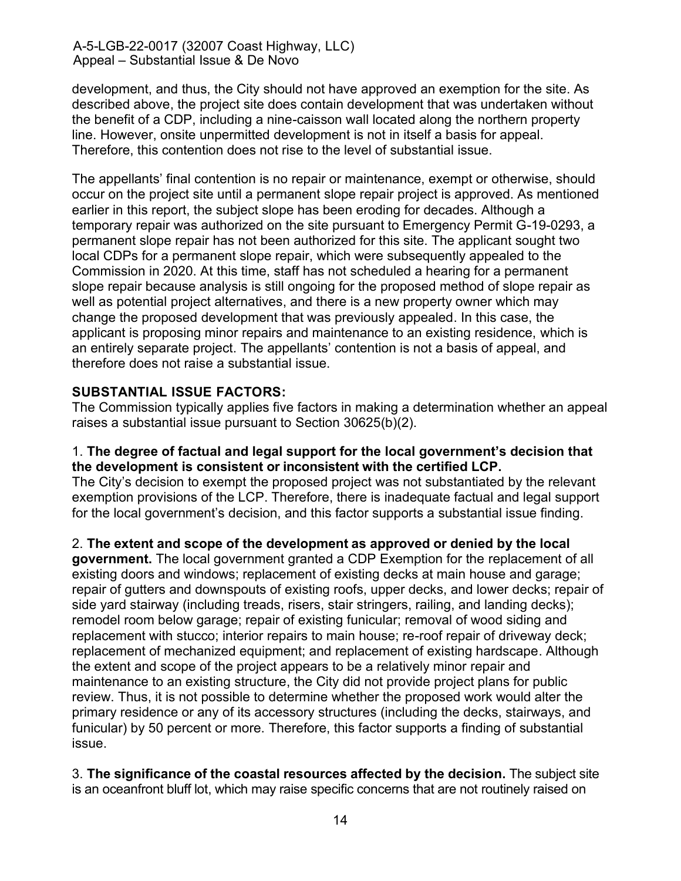development, and thus, the City should not have approved an exemption for the site. As described above, the project site does contain development that was undertaken without the benefit of a CDP, including a nine-caisson wall located along the northern property line. However, onsite unpermitted development is not in itself a basis for appeal. Therefore, this contention does not rise to the level of substantial issue.

The appellants' final contention is no repair or maintenance, exempt or otherwise, should occur on the project site until a permanent slope repair project is approved. As mentioned earlier in this report, the subject slope has been eroding for decades. Although a temporary repair was authorized on the site pursuant to Emergency Permit G-19-0293, a permanent slope repair has not been authorized for this site. The applicant sought two local CDPs for a permanent slope repair, which were subsequently appealed to the Commission in 2020. At this time, staff has not scheduled a hearing for a permanent slope repair because analysis is still ongoing for the proposed method of slope repair as well as potential project alternatives, and there is a new property owner which may change the proposed development that was previously appealed. In this case, the applicant is proposing minor repairs and maintenance to an existing residence, which is an entirely separate project. The appellants' contention is not a basis of appeal, and therefore does not raise a substantial issue.

**SUBSTANTIAL ISSUE FACTORS:**

The Commission typically applies five factors in making a determination whether an appeal raises a substantial issue pursuant to Section 30625(b)(2).

1. **The degree of factual and legal support for the local government's decision that the development is consistent or inconsistent with the certified LCP.** The City's decision to exempt the proposed project was not substantiated by the relevant exemption provisions of the LCP. Therefore, there is inadequate factual and legal support for the local government's decision, and this factor supports a substantial issue finding.

2. **The extent and scope of the development as approved or denied by the local government.** The local government granted a CDP Exemption for the replacement of all existing doors and windows; replacement of existing decks at main house and garage; repair of gutters and downspouts of existing roofs, upper decks, and lower decks; repair of side yard stairway (including treads, risers, stair stringers, railing, and landing decks); remodel room below garage; repair of existing funicular; removal of wood siding and replacement with stucco; interior repairs to main house; re-roof repair of driveway deck; replacement of mechanized equipment; and replacement of existing hardscape. Although the extent and scope of the project appears to be a relatively minor repair and maintenance to an existing structure, the City did not provide project plans for public review. Thus, it is not possible to determine whether the proposed work would alter the primary residence or any of its accessory structures (including the decks, stairways, and funicular) by 50 percent or more. Therefore, this factor supports a finding of substantial issue.

3. **The significance of the coastal resources affected by the decision.** The subject site is an oceanfront bluff lot, which may raise specific concerns that are not routinely raised on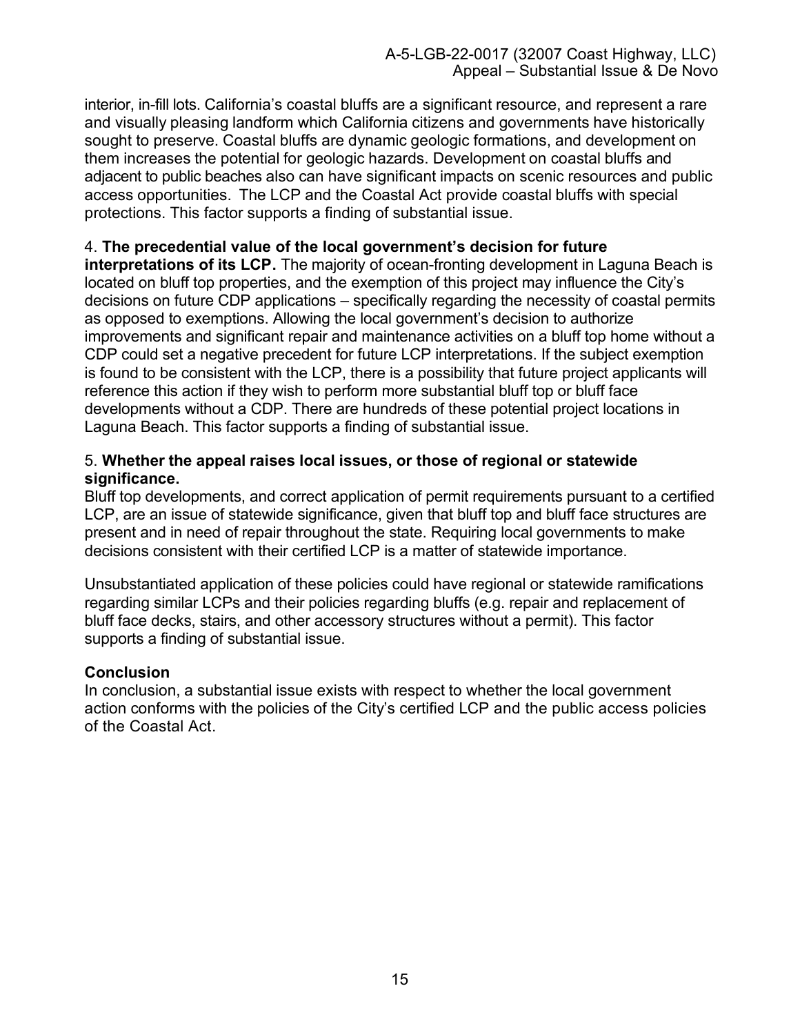interior, in-fill lots. California's coastal bluffs are a significant resource, and represent a rare and visually pleasing landform which California citizens and governments have historically sought to preserve. Coastal bluffs are dynamic geologic formations, and development on them increases the potential for geologic hazards. Development on coastal bluffs and adjacent to public beaches also can have significant impacts on scenic resources and public access opportunities. The LCP and the Coastal Act provide coastal bluffs with special protections. This factor supports a finding of substantial issue.

4. **The precedential value of the local government's decision for future interpretations of its LCP.** The majority of ocean-fronting development in Laguna Beach is located on bluff top properties, and the exemption of this project may influence the City's decisions on future CDP applications – specifically regarding the necessity of coastal permits as opposed to exemptions. Allowing the local government's decision to authorize improvements and significant repair and maintenance activities on a bluff top home without a CDP could set a negative precedent for future LCP interpretations. If the subject exemption is found to be consistent with the LCP, there is a possibility that future project applicants will reference this action if they wish to perform more substantial bluff top or bluff face developments without a CDP. There are hundreds of these potential project locations in Laguna Beach. This factor supports a finding of substantial issue.

5. **Whether the appeal raises local issues, or those of regional or statewide significance.**
Bluff top developments, and correct application of permit requirements pursuant to a certified LCP, are an issue of statewide significance, given that bluff top and bluff face structures are present and in need of repair throughout the state. Requiring local governments to make decisions consistent with their certified LCP is a matter of statewide importance.

Unsubstantiated application of these policies could have regional or statewide ramifications regarding similar LCPs and their policies regarding bluffs (e.g. repair and replacement of bluff face decks, stairs, and other accessory structures without a permit). This factor supports a finding of substantial issue.

**Conclusion**
In conclusion, a substantial issue exists with respect to whether the local government action conforms with the policies of the City's certified LCP and the public access policies of the Coastal Act.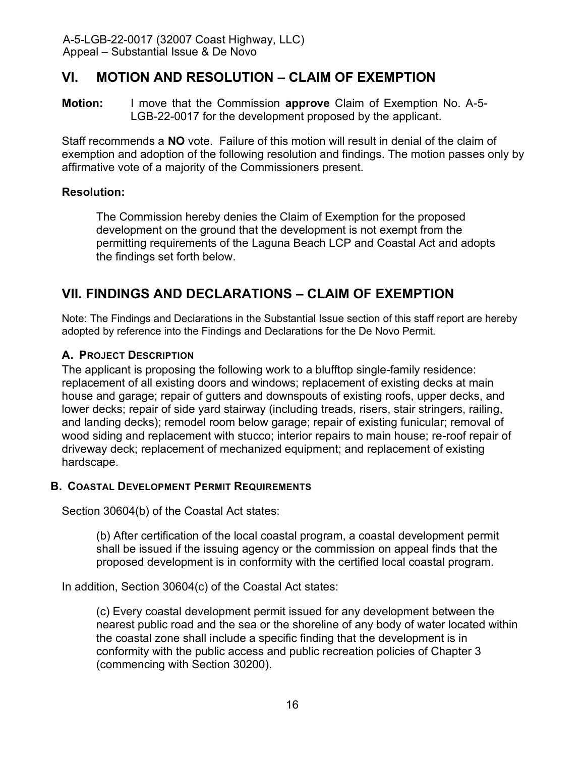## VI. MOTION AND RESOLUTION – CLAIM OF EXEMPTION

**Motion:** I move that the Commission **approve** Claim of Exemption No. A-5-LGB-22-0017 for the development proposed by the applicant.

Staff recommends a **NO** vote. Failure of this motion will result in denial of the claim of exemption and adoption of the following resolution and findings. The motion passes only by affirmative vote of a majority of the Commissioners present.

**Resolution:**

> The Commission hereby denies the Claim of Exemption for the proposed development on the ground that the development is not exempt from the permitting requirements of the Laguna Beach LCP and Coastal Act and adopts the findings set forth below.

## VII. FINDINGS AND DECLARATIONS – CLAIM OF EXEMPTION

Note: The Findings and Declarations in the Substantial Issue section of this staff report are hereby adopted by reference into the Findings and Declarations for the De Novo Permit.

### A. PROJECT DESCRIPTION

The applicant is proposing the following work to a blufftop single-family residence: replacement of all existing doors and windows; replacement of existing decks at main house and garage; repair of gutters and downspouts of existing roofs, upper decks, and lower decks; repair of side yard stairway (including treads, risers, stair stringers, railing, and landing decks); remodel room below garage; repair of existing funicular; removal of wood siding and replacement with stucco; interior repairs to main house; re-roof repair of driveway deck; replacement of mechanized equipment; and replacement of existing hardscape.

### B. COASTAL DEVELOPMENT PERMIT REQUIREMENTS

Section 30604(b) of the Coastal Act states:

> (b) After certification of the local coastal program, a coastal development permit shall be issued if the issuing agency or the commission on appeal finds that the proposed development is in conformity with the certified local coastal program.

In addition, Section 30604(c) of the Coastal Act states:

> (c) Every coastal development permit issued for any development between the nearest public road and the sea or the shoreline of any body of water located within the coastal zone shall include a specific finding that the development is in conformity with the public access and public recreation policies of Chapter 3 (commencing with Section 30200).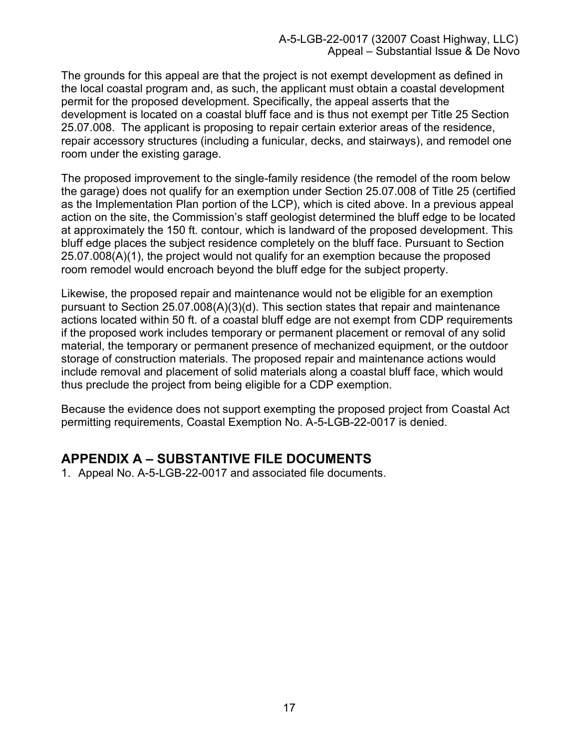The grounds for this appeal are that the project is not exempt development as defined in the local coastal program and, as such, the applicant must obtain a coastal development permit for the proposed development. Specifically, the appeal asserts that the development is located on a coastal bluff face and is thus not exempt per Title 25 Section 25.07.008. The applicant is proposing to repair certain exterior areas of the residence, repair accessory structures (including a funicular, decks, and stairways), and remodel one room under the existing garage.

The proposed improvement to the single-family residence (the remodel of the room below the garage) does not qualify for an exemption under Section 25.07.008 of Title 25 (certified as the Implementation Plan portion of the LCP), which is cited above. In a previous appeal action on the site, the Commission's staff geologist determined the bluff edge to be located at approximately the 150 ft. contour, which is landward of the proposed development. This bluff edge places the subject residence completely on the bluff face. Pursuant to Section 25.07.008(A)(1), the project would not qualify for an exemption because the proposed room remodel would encroach beyond the bluff edge for the subject property.

Likewise, the proposed repair and maintenance would not be eligible for an exemption pursuant to Section 25.07.008(A)(3)(d). This section states that repair and maintenance actions located within 50 ft. of a coastal bluff edge are not exempt from CDP requirements if the proposed work includes temporary or permanent placement or removal of any solid material, the temporary or permanent presence of mechanized equipment, or the outdoor storage of construction materials. The proposed repair and maintenance actions would include removal and placement of solid materials along a coastal bluff face, which would thus preclude the project from being eligible for a CDP exemption.

Because the evidence does not support exempting the proposed project from Coastal Act permitting requirements, Coastal Exemption No. A-5-LGB-22-0017 is denied.

## APPENDIX A – SUBSTANTIVE FILE DOCUMENTS

1. Appeal No. A-5-LGB-22-0017 and associated file documents.